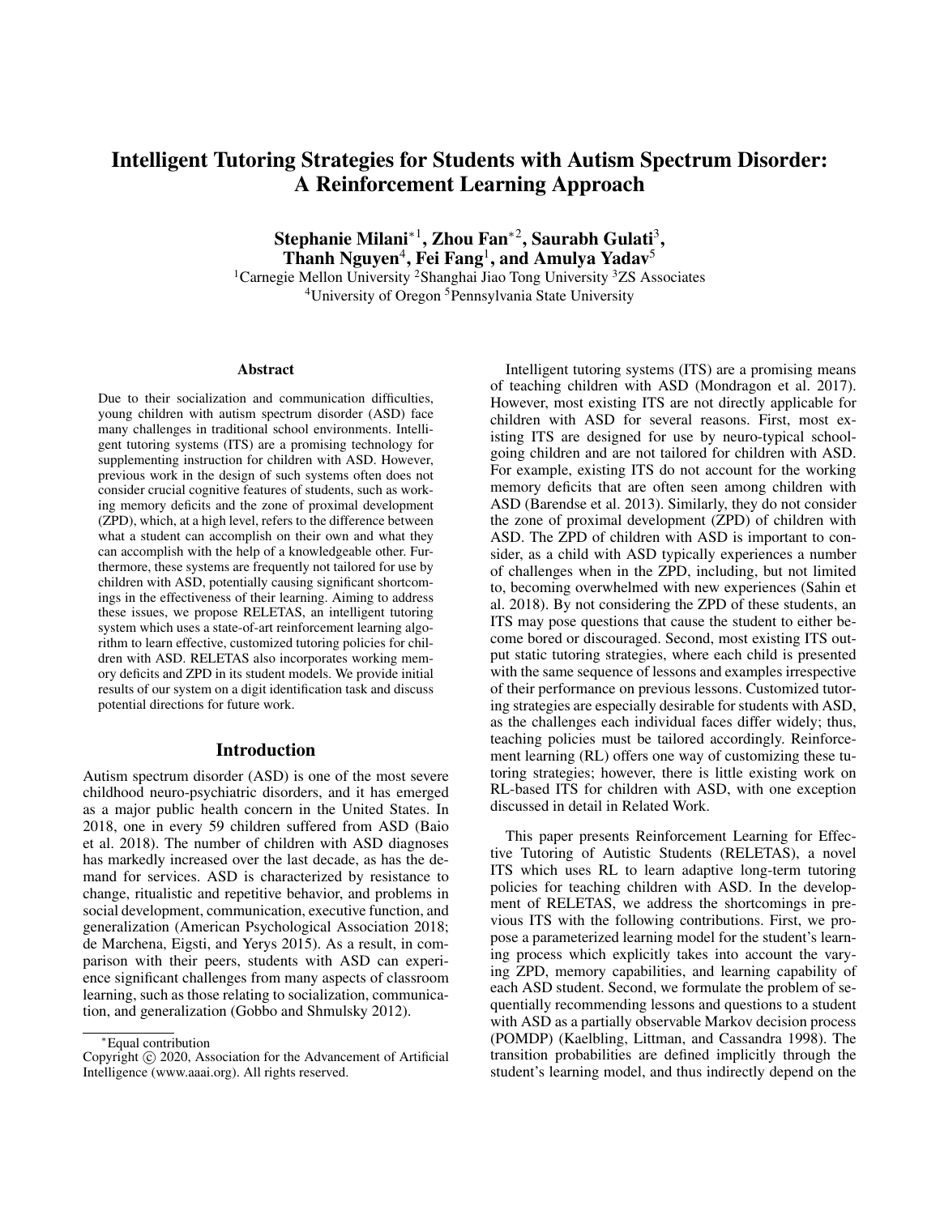# Intelligent Tutoring Strategies for Students with Autism Spectrum Disorder: A Reinforcement Learning Approach

**Stephanie Milani*[1], Zhou Fan*[2], Saurabh Gulati[3], Thanh Nguyen[4], Fei Fang[1], and Amulya Yadav[5]**

[1]Carnegie Mellon University [2]Shanghai Jiao Tong University [3]ZS Associates
[4]University of Oregon [5]Pennsylvania State University

### Abstract

Due to their socialization and communication difficulties, young children with autism spectrum disorder (ASD) face many challenges in traditional school environments. Intelligent tutoring systems (ITS) are a promising technology for supplementing instruction for children with ASD. However, previous work in the design of such systems often does not consider crucial cognitive features of students, such as working memory deficits and the zone of proximal development (ZPD), which, at a high level, refers to the difference between what a student can accomplish on their own and what they can accomplish with the help of a knowledgeable other. Furthermore, these systems are frequently not tailored for use by children with ASD, potentially causing significant shortcomings in the effectiveness of their learning. Aiming to address these issues, we propose RELETAS, an intelligent tutoring system which uses a state-of-art reinforcement learning algorithm to learn effective, customized tutoring policies for children with ASD. RELETAS also incorporates working memory deficits and ZPD in its student models. We provide initial results of our system on a digit identification task and discuss potential directions for future work.

## Introduction

Autism spectrum disorder (ASD) is one of the most severe childhood neuro-psychiatric disorders, and it has emerged as a major public health concern in the United States. In 2018, one in every 59 children suffered from ASD (Baio et al. 2018). The number of children with ASD diagnoses has markedly increased over the last decade, as has the demand for services. ASD is characterized by resistance to change, ritualistic and repetitive behavior, and problems in social development, communication, executive function, and generalization (American Psychological Association 2018; de Marchena, Eigsti, and Yerys 2015). As a result, in comparison with their peers, students with ASD can experience significant challenges from many aspects of classroom learning, such as those relating to socialization, communication, and generalization (Gobbo and Shmulsky 2012).

Intelligent tutoring systems (ITS) are a promising means of teaching children with ASD (Mondragon et al. 2017). However, most existing ITS are not directly applicable for children with ASD for several reasons. First, most existing ITS are designed for use by neuro-typical school-going children and are not tailored for children with ASD. For example, existing ITS do not account for the working memory deficits that are often seen among children with ASD (Barendse et al. 2013). Similarly, they do not consider the zone of proximal development (ZPD) of children with ASD. The ZPD of children with ASD is important to consider, as a child with ASD typically experiences a number of challenges when in the ZPD, including, but not limited to, becoming overwhelmed with new experiences (Sahin et al. 2018). By not considering the ZPD of these students, an ITS may pose questions that cause the student to either become bored or discouraged. Second, most existing ITS output static tutoring strategies, where each child is presented with the same sequence of lessons and examples irrespective of their performance on previous lessons. Customized tutoring strategies are especially desirable for students with ASD, as the challenges each individual faces differ widely; thus, teaching policies must be tailored accordingly. Reinforcement learning (RL) offers one way of customizing these tutoring strategies; however, there is little existing work on RL-based ITS for children with ASD, with one exception discussed in detail in Related Work.

This paper presents Reinforcement Learning for Effective Tutoring of Autistic Students (RELETAS), a novel ITS which uses RL to learn adaptive long-term tutoring policies for teaching children with ASD. In the development of RELETAS, we address the shortcomings in previous ITS with the following contributions. First, we propose a parameterized learning model for the student's learning process which explicitly takes into account the varying ZPD, memory capabilities, and learning capability of each ASD student. Second, we formulate the problem of sequentially recommending lessons and questions to a student with ASD as a partially observable Markov decision process (POMDP) (Kaelbling, Littman, and Cassandra 1998). The transition probabilities are defined implicitly through the student's learning model, and thus indirectly depend on the

*Equal contribution

Copyright © 2020, Association for the Advancement of Artificial Intelligence (www.aaai.org). All rights reserved.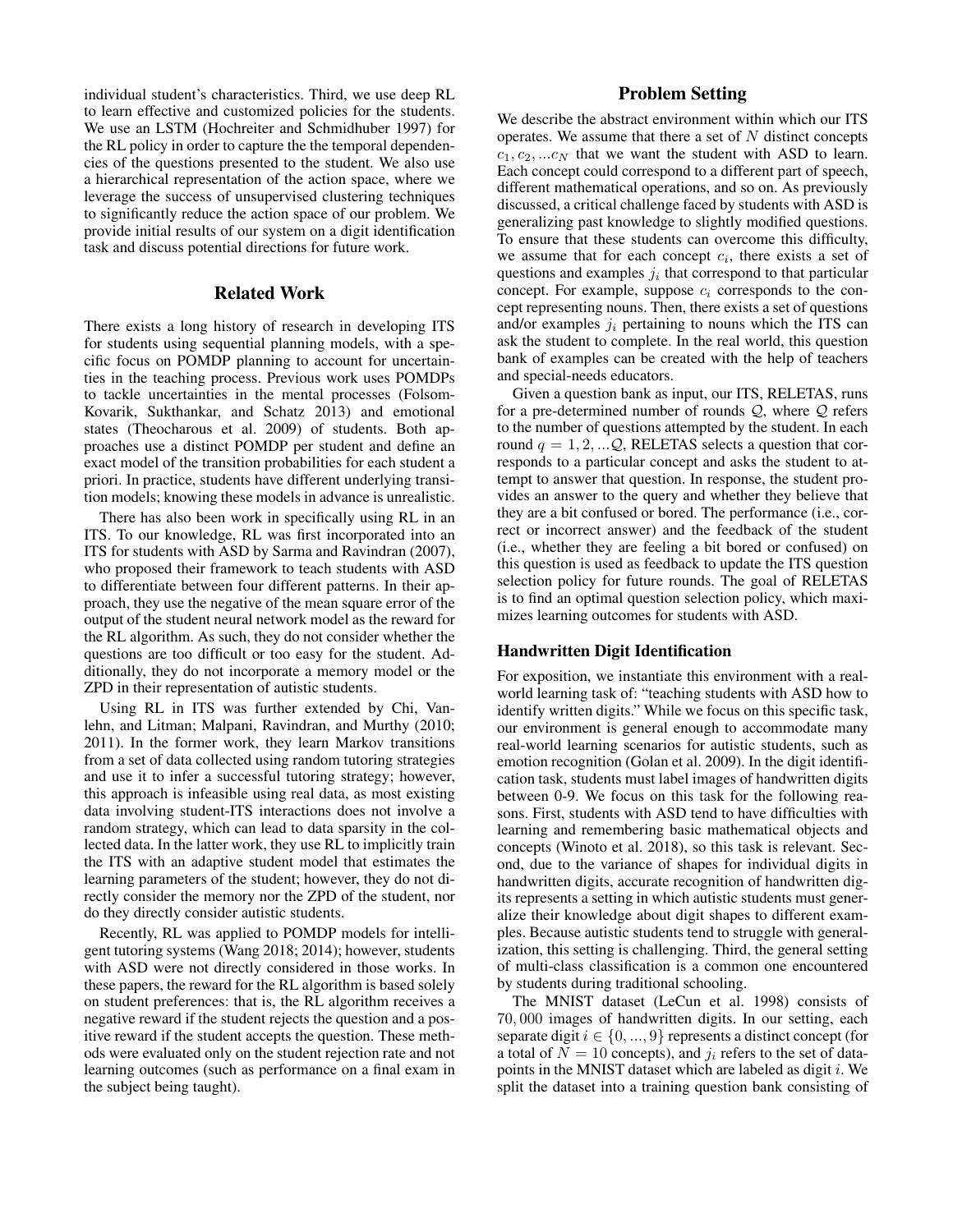individual student's characteristics. Third, we use deep RL to learn effective and customized policies for the students. We use an LSTM (Hochreiter and Schmidhuber 1997) for the RL policy in order to capture the the temporal dependencies of the questions presented to the student. We also use a hierarchical representation of the action space, where we leverage the success of unsupervised clustering techniques to significantly reduce the action space of our problem. We provide initial results of our system on a digit identification task and discuss potential directions for future work.

## Related Work

There exists a long history of research in developing ITS for students using sequential planning models, with a specific focus on POMDP planning to account for uncertainties in the teaching process. Previous work uses POMDPs to tackle uncertainties in the mental processes (Folsom-Kovarik, Sukthankar, and Schatz 2013) and emotional states (Theocharous et al. 2009) of students. Both approaches use a distinct POMDP per student and define an exact model of the transition probabilities for each student a priori. In practice, students have different underlying transition models; knowing these models in advance is unrealistic.

There has also been work in specifically using RL in an ITS. To our knowledge, RL was first incorporated into an ITS for students with ASD by Sarma and Ravindran (2007), who proposed their framework to teach students with ASD to differentiate between four different patterns. In their approach, they use the negative of the mean square error of the output of the student neural network model as the reward for the RL algorithm. As such, they do not consider whether the questions are too difficult or too easy for the student. Additionally, they do not incorporate a memory model or the ZPD in their representation of autistic students.

Using RL in ITS was further extended by Chi, Vanlehn, and Litman; Malpani, Ravindran, and Murthy (2010; 2011). In the former work, they learn Markov transitions from a set of data collected using random tutoring strategies and use it to infer a successful tutoring strategy; however, this approach is infeasible using real data, as most existing data involving student-ITS interactions does not involve a random strategy, which can lead to data sparsity in the collected data. In the latter work, they use RL to implicitly train the ITS with an adaptive student model that estimates the learning parameters of the student; however, they do not directly consider the memory nor the ZPD of the student, nor do they directly consider autistic students.

Recently, RL was applied to POMDP models for intelligent tutoring systems (Wang 2018; 2014); however, students with ASD were not directly considered in those works. In these papers, the reward for the RL algorithm is based solely on student preferences: that is, the RL algorithm receives a negative reward if the student rejects the question and a positive reward if the student accepts the question. These methods were evaluated only on the student rejection rate and not learning outcomes (such as performance on a final exam in the subject being taught).

## Problem Setting

We describe the abstract environment within which our ITS operates. We assume that there a set of $N$ distinct concepts $c_1, c_2, ...c_N$ that we want the student with ASD to learn. Each concept could correspond to a different part of speech, different mathematical operations, and so on. As previously discussed, a critical challenge faced by students with ASD is generalizing past knowledge to slightly modified questions. To ensure that these students can overcome this difficulty, we assume that for each concept $c_i$, there exists a set of questions and examples $j_i$ that correspond to that particular concept. For example, suppose $c_i$ corresponds to the concept representing nouns. Then, there exists a set of questions and/or examples $j_i$ pertaining to nouns which the ITS can ask the student to complete. In the real world, this question bank of examples can be created with the help of teachers and special-needs educators.

Given a question bank as input, our ITS, RELETAS, runs for a pre-determined number of rounds $\mathcal{Q}$, where $\mathcal{Q}$ refers to the number of questions attempted by the student. In each round $q = 1, 2, ...\mathcal{Q}$, RELETAS selects a question that corresponds to a particular concept and asks the student to attempt to answer that question. In response, the student provides an answer to the query and whether they believe that they are a bit confused or bored. The performance (i.e., correct or incorrect answer) and the feedback of the student (i.e., whether they are feeling a bit bored or confused) on this question is used as feedback to update the ITS question selection policy for future rounds. The goal of RELETAS is to find an optimal question selection policy, which maximizes learning outcomes for students with ASD.

### Handwritten Digit Identification

For exposition, we instantiate this environment with a real-world learning task of: "teaching students with ASD how to identify written digits." While we focus on this specific task, our environment is general enough to accommodate many real-world learning scenarios for autistic students, such as emotion recognition (Golan et al. 2009). In the digit identification task, students must label images of handwritten digits between 0-9. We focus on this task for the following reasons. First, students with ASD tend to have difficulties with learning and remembering basic mathematical objects and concepts (Winoto et al. 2018), so this task is relevant. Second, due to the variance of shapes for individual digits in handwritten digits, accurate recognition of handwritten digits represents a setting in which autistic students must generalize their knowledge about digit shapes to different examples. Because autistic students tend to struggle with generalization, this setting is challenging. Third, the general setting of multi-class classification is a common one encountered by students during traditional schooling.

The MNIST dataset (LeCun et al. 1998) consists of $70,000$ images of handwritten digits. In our setting, each separate digit $i \in \{0, ..., 9\}$ represents a distinct concept (for a total of $N = 10$ concepts), and $j_i$ refers to the set of datapoints in the MNIST dataset which are labeled as digit $i$. We split the dataset into a training question bank consisting of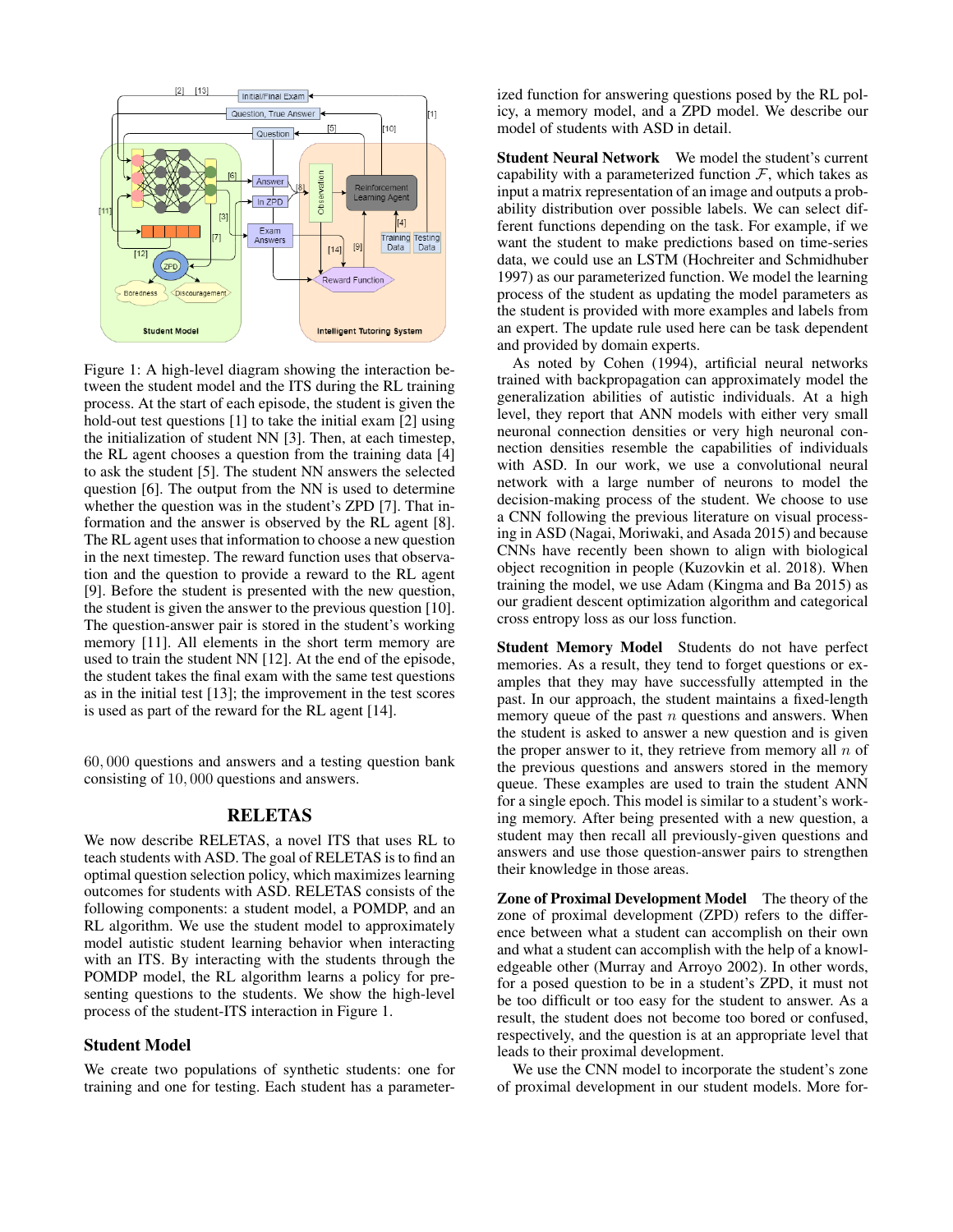Figure 1: A high-level diagram showing the interaction between the student model and the ITS during the RL training process. At the start of each episode, the student is given the hold-out test questions [1] to take the initial exam [2] using the initialization of student NN [3]. Then, at each timestep, the RL agent chooses a question from the training data [4] to ask the student [5]. The student NN answers the selected question [6]. The output from the NN is used to determine whether the question was in the student's ZPD [7]. That information and the answer is observed by the RL agent [8]. The RL agent uses that information to choose a new question in the next timestep. The reward function uses that observation and the question to provide a reward to the RL agent [9]. Before the student is presented with the new question, the student is given the answer to the previous question [10]. The question-answer pair is stored in the student's working memory [11]. All elements in the short term memory are used to train the student NN [12]. At the end of the episode, the student takes the final exam with the same test questions as in the initial test [13]; the improvement in the test scores is used as part of the reward for the RL agent [14].

$60,000$ questions and answers and a testing question bank consisting of $10,000$ questions and answers.

## RELETAS

We now describe RELETAS, a novel ITS that uses RL to teach students with ASD. The goal of RELETAS is to find an optimal question selection policy, which maximizes learning outcomes for students with ASD. RELETAS consists of the following components: a student model, a POMDP, and an RL algorithm. We use the student model to approximately model autistic student learning behavior when interacting with an ITS. By interacting with the students through the POMDP model, the RL algorithm learns a policy for presenting questions to the students. We show the high-level process of the student-ITS interaction in Figure 1.

### Student Model

We create two populations of synthetic students: one for training and one for testing. Each student has a parameterized function for answering questions posed by the RL policy, a memory model, and a ZPD model. We describe our model of students with ASD in detail.

**Student Neural Network** We model the student's current capability with a parameterized function $\mathcal{F}$, which takes as input a matrix representation of an image and outputs a probability distribution over possible labels. We can select different functions depending on the task. For example, if we want the student to make predictions based on time-series data, we could use an LSTM (Hochreiter and Schmidhuber 1997) as our parameterized function. We model the learning process of the student as updating the model parameters as the student is provided with more examples and labels from an expert. The update rule used here can be task dependent and provided by domain experts.

As noted by Cohen (1994), artificial neural networks trained with backpropagation can approximately model the generalization abilities of autistic individuals. At a high level, they report that ANN models with either very small neuronal connection densities or very high neuronal connection densities resemble the capabilities of individuals with ASD. In our work, we use a convolutional neural network with a large number of neurons to model the decision-making process of the student. We choose to use a CNN following the previous literature on visual processing in ASD (Nagai, Moriwaki, and Asada 2015) and because CNNs have recently been shown to align with biological object recognition in people (Kuzovkin et al. 2018). When training the model, we use Adam (Kingma and Ba 2015) as our gradient descent optimization algorithm and categorical cross entropy loss as our loss function.

**Student Memory Model** Students do not have perfect memories. As a result, they tend to forget questions or examples that they may have successfully attempted in the past. In our approach, the student maintains a fixed-length memory queue of the past $n$ questions and answers. When the student is asked to answer a new question and is given the proper answer to it, they retrieve from memory all $n$ of the previous questions and answers stored in the memory queue. These examples are used to train the student ANN for a single epoch. This model is similar to a student's working memory. After being presented with a new question, a student may then recall all previously-given questions and answers and use those question-answer pairs to strengthen their knowledge in those areas.

**Zone of Proximal Development Model** The theory of the zone of proximal development (ZPD) refers to the difference between what a student can accomplish on their own and what a student can accomplish with the help of a knowledgeable other (Murray and Arroyo 2002). In other words, for a posed question to be in a student's ZPD, it must not be too difficult or too easy for the student to answer. As a result, the student does not become too bored or confused, respectively, and the question is at an appropriate level that leads to their proximal development.

We use the CNN model to incorporate the student's zone of proximal development in our student models. More for-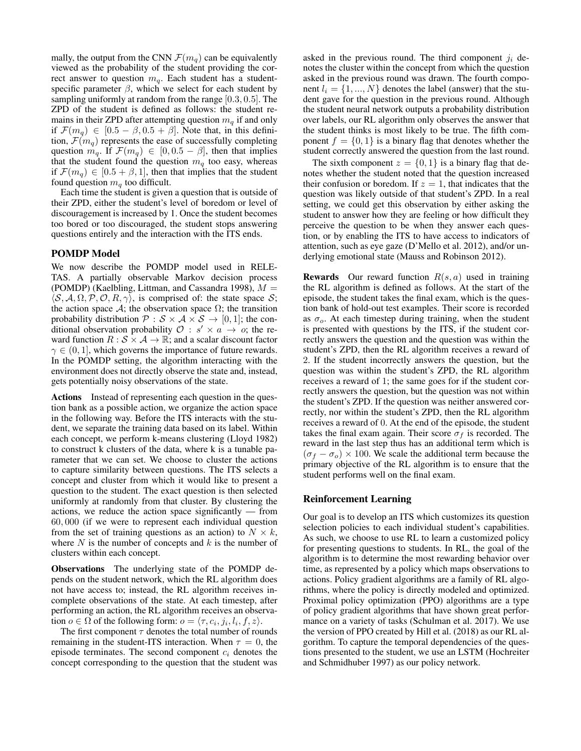mally, the output from the CNN $\mathcal{F}(m_q)$ can be equivalently viewed as the probability of the student providing the correct answer to question $m_q$. Each student has a student-specific parameter $\beta$, which we select for each student by sampling uniformly at random from the range $[0.3, 0.5]$. The ZPD of the student is defined as follows: the student remains in their ZPD after attempting question $m_q$ if and only if $\mathcal{F}(m_q) \in [0.5 - \beta, 0.5 + \beta]$. Note that, in this definition, $\mathcal{F}(m_q)$ represents the ease of successfully completing question $m_q$. If $\mathcal{F}(m_q) \in [0, 0.5 - \beta]$, then that implies that the student found the question $m_q$ too easy, whereas if $\mathcal{F}(m_q) \in [0.5 + \beta, 1]$, then that implies that the student found question $m_q$ too difficult.

Each time the student is given a question that is outside of their ZPD, either the student's level of boredom or level of discouragement is increased by 1. Once the student becomes too bored or too discouraged, the student stops answering questions entirely and the interaction with the ITS ends.

## POMDP Model

We now describe the POMDP model used in RELETAS. A partially observable Markov decision process (POMDP) (Kaelbling, Littman, and Cassandra 1998), $M = \langle \mathcal{S}, \mathcal{A}, \Omega, \mathcal{P}, \mathcal{O}, R, \gamma \rangle$, is comprised of: the state space $\mathcal{S}$; the action space $\mathcal{A}$; the observation space $\Omega$; the transition probability distribution $\mathcal{P} : \mathcal{S} \times \mathcal{A} \times \mathcal{S} \rightarrow [0, 1]$; the conditional observation probability $\mathcal{O} : s' \times a \rightarrow o$; the reward function $R : \mathcal{S} \times \mathcal{A} \rightarrow \mathbb{R}$; and a scalar discount factor $\gamma \in (0, 1]$, which governs the importance of future rewards. In the POMDP setting, the algorithm interacting with the environment does not directly observe the state and, instead, gets potentially noisy observations of the state.

**Actions** Instead of representing each question in the question bank as a possible action, we organize the action space in the following way. Before the ITS interacts with the student, we separate the training data based on its label. Within each concept, we perform k-means clustering (Lloyd 1982) to construct k clusters of the data, where k is a tunable parameter that we can set. We choose to cluster the actions to capture similarity between questions. The ITS selects a concept and cluster from which it would like to present a question to the student. The exact question is then selected uniformly at randomly from that cluster. By clustering the actions, we reduce the action space significantly — from $60,000$ (if we were to represent each individual question from the set of training questions as an action) to $N \times k$, where $N$ is the number of concepts and $k$ is the number of clusters within each concept.

**Observations** The underlying state of the POMDP depends on the student network, which the RL algorithm does not have access to; instead, the RL algorithm receives incomplete observations of the state. At each timestep, after performing an action, the RL algorithm receives an observation $o \in \Omega$ of the following form: $o = \langle \tau, c_i, j_i, l_i, f, z \rangle$.

The first component $\tau$ denotes the total number of rounds remaining in the student-ITS interaction. When $\tau = 0$, the episode terminates. The second component $c_i$ denotes the concept corresponding to the question that the student was asked in the previous round. The third component $j_i$ denotes the cluster within the concept from which the question asked in the previous round was drawn. The fourth component $l_i = \{1, ..., N\}$ denotes the label (answer) that the student gave for the question in the previous round. Although the student neural network outputs a probability distribution over labels, our RL algorithm only observes the answer that the student thinks is most likely to be true. The fifth component $f = \{0, 1\}$ is a binary flag that denotes whether the student correctly answered the question from the last round.

The sixth component $z = \{0, 1\}$ is a binary flag that denotes whether the student noted that the question increased their confusion or boredom. If $z = 1$, that indicates that the question was likely outside of that student's ZPD. In a real setting, we could get this observation by either asking the student to answer how they are feeling or how difficult they perceive the question to be when they answer each question, or by enabling the ITS to have access to indicators of attention, such as eye gaze (D'Mello et al. 2012), and/or underlying emotional state (Mauss and Robinson 2012).

**Rewards** Our reward function $R(s, a)$ used in training the RL algorithm is defined as follows. At the start of the episode, the student takes the final exam, which is the question bank of hold-out test examples. Their score is recorded as $\sigma_o$. At each timestep during training, when the student is presented with questions by the ITS, if the student correctly answers the question and the question was within the student's ZPD, then the RL algorithm receives a reward of 2. If the student incorrectly answers the question, but the question was within the student's ZPD, the RL algorithm receives a reward of 1; the same goes for if the student correctly answers the question, but the question was not within the student's ZPD. If the question was neither answered correctly, nor within the student's ZPD, then the RL algorithm receives a reward of 0. At the end of the episode, the student takes the final exam again. Their score $\sigma_f$ is recorded. The reward in the last step thus has an additional term which is $(\sigma_f - \sigma_o) \times 100$. We scale the additional term because the primary objective of the RL algorithm is to ensure that the student performs well on the final exam.

## Reinforcement Learning

Our goal is to develop an ITS which customizes its question selection policies to each individual student's capabilities. As such, we choose to use RL to learn a customized policy for presenting questions to students. In RL, the goal of the algorithm is to determine the most rewarding behavior over time, as represented by a policy which maps observations to actions. Policy gradient algorithms are a family of RL algorithms, where the policy is directly modeled and optimized. Proximal policy optimization (PPO) algorithms are a type of policy gradient algorithms that have shown great performance on a variety of tasks (Schulman et al. 2017). We use the version of PPO created by Hill et al. (2018) as our RL algorithm. To capture the temporal dependencies of the questions presented to the student, we use an LSTM (Hochreiter and Schmidhuber 1997) as our policy network.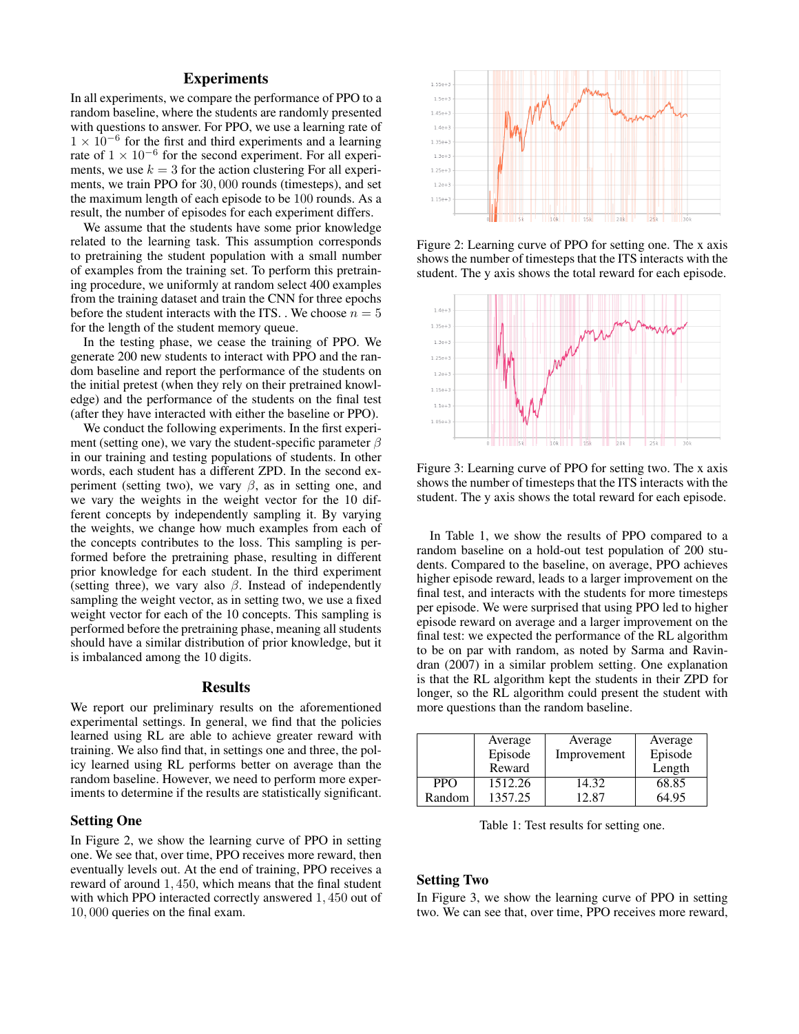## Experiments

In all experiments, we compare the performance of PPO to a random baseline, where the students are randomly presented with questions to answer. For PPO, we use a learning rate of $1 \times 10^{-6}$ for the first and third experiments and a learning rate of $1 \times 10^{-6}$ for the second experiment. For all experiments, we use $k = 3$ for the action clustering For all experiments, we train PPO for $30,000$ rounds (timesteps), and set the maximum length of each episode to be $100$ rounds. As a result, the number of episodes for each experiment differs.

We assume that the students have some prior knowledge related to the learning task. This assumption corresponds to pretraining the student population with a small number of examples from the training set. To perform this pretraining procedure, we uniformly at random select 400 examples from the training dataset and train the CNN for three epochs before the student interacts with the ITS. . We choose $n = 5$ for the length of the student memory queue.

In the testing phase, we cease the training of PPO. We generate 200 new students to interact with PPO and the random baseline and report the performance of the students on the initial pretest (when they rely on their pretrained knowledge) and the performance of the students on the final test (after they have interacted with either the baseline or PPO).

We conduct the following experiments. In the first experiment (setting one), we vary the student-specific parameter $\beta$ in our training and testing populations of students. In other words, each student has a different ZPD. In the second experiment (setting two), we vary $\beta$, as in setting one, and we vary the weights in the weight vector for the 10 different concepts by independently sampling it. By varying the weights, we change how much examples from each of the concepts contributes to the loss. This sampling is performed before the pretraining phase, resulting in different prior knowledge for each student. In the third experiment (setting three), we vary also $\beta$. Instead of independently sampling the weight vector, as in setting two, we use a fixed weight vector for each of the 10 concepts. This sampling is performed before the pretraining phase, meaning all students should have a similar distribution of prior knowledge, but it is imbalanced among the 10 digits.

## Results

We report our preliminary results on the aforementioned experimental settings. In general, we find that the policies learned using RL are able to achieve greater reward with training. We also find that, in settings one and three, the policy learned using RL performs better on average than the random baseline. However, we need to perform more experiments to determine if the results are statistically significant.

### Setting One

In Figure 2, we show the learning curve of PPO in setting one. We see that, over time, PPO receives more reward, then eventually levels out. At the end of training, PPO receives a reward of around $1,450$, which means that the final student with which PPO interacted correctly answered $1,450$ out of $10,000$ queries on the final exam.

Figure 2: Learning curve of PPO for setting one. The x axis shows the number of timesteps that the ITS interacts with the student. The y axis shows the total reward for each episode.

Figure 3: Learning curve of PPO for setting two. The x axis shows the number of timesteps that the ITS interacts with the student. The y axis shows the total reward for each episode.

In Table 1, we show the results of PPO compared to a random baseline on a hold-out test population of 200 students. Compared to the baseline, on average, PPO achieves higher episode reward, leads to a larger improvement on the final test, and interacts with the students for more timesteps per episode. We were surprised that using PPO led to higher episode reward on average and a larger improvement on the final test: we expected the performance of the RL algorithm to be on par with random, as noted by Sarma and Ravindran (2007) in a similar problem setting. One explanation is that the RL algorithm kept the students in their ZPD for longer, so the RL algorithm could present the student with more questions than the random baseline.

| | Average Episode Reward | Average Improvement | Average Episode Length |
|---|---|---|---|
| PPO | 1512.26 | 14.32 | 68.85 |
| Random | 1357.25 | 12.87 | 64.95 |

Table 1: Test results for setting one.

### Setting Two

In Figure 3, we show the learning curve of PPO in setting two. We can see that, over time, PPO receives more reward,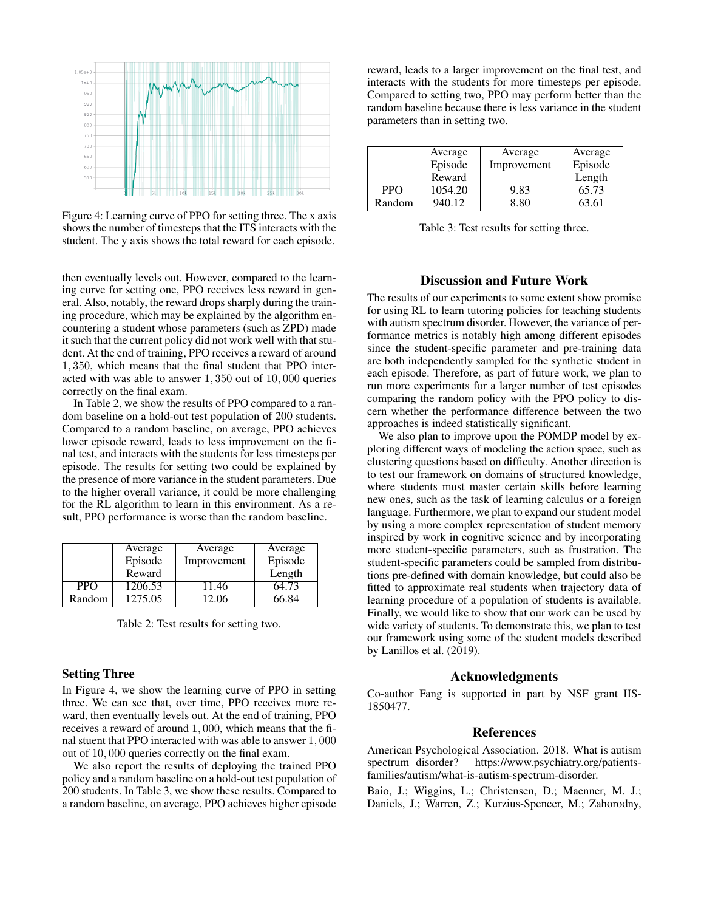Figure 4: Learning curve of PPO for setting three. The x axis shows the number of timesteps that the ITS interacts with the student. The y axis shows the total reward for each episode.

then eventually levels out. However, compared to the learning curve for setting one, PPO receives less reward in general. Also, notably, the reward drops sharply during the training procedure, which may be explained by the algorithm encountering a student whose parameters (such as ZPD) made it such that the current policy did not work well with that student. At the end of training, PPO receives a reward of around $1,350$, which means that the final student that PPO interacted with was able to answer $1,350$ out of $10,000$ queries correctly on the final exam.

In Table 2, we show the results of PPO compared to a random baseline on a hold-out test population of 200 students. Compared to a random baseline, on average, PPO achieves lower episode reward, leads to less improvement on the final test, and interacts with the students for less timesteps per episode. The results for setting two could be explained by the presence of more variance in the student parameters. Due to the higher overall variance, it could be more challenging for the RL algorithm to learn in this environment. As a result, PPO performance is worse than the random baseline.

| | Average Episode Reward | Average Improvement | Average Episode Length |
|---|---|---|---|
| PPO | 1206.53 | 11.46 | 64.73 |
| Random | 1275.05 | 12.06 | 66.84 |

Table 2: Test results for setting two.

### Setting Three

In Figure 4, we show the learning curve of PPO in setting three. We can see that, over time, PPO receives more reward, then eventually levels out. At the end of training, PPO receives a reward of around $1,000$, which means that the final stuent that PPO interacted with was able to answer $1,000$ out of $10,000$ queries correctly on the final exam.

We also report the results of deploying the trained PPO policy and a random baseline on a hold-out test population of 200 students. In Table 3, we show these results. Compared to a random baseline, on average, PPO achieves higher episode reward, leads to a larger improvement on the final test, and interacts with the students for more timesteps per episode. Compared to setting two, PPO may perform better than the random baseline because there is less variance in the student parameters than in setting two.

| | Average Episode Reward | Average Improvement | Average Episode Length |
|---|---|---|---|
| PPO | 1054.20 | 9.83 | 65.73 |
| Random | 940.12 | 8.80 | 63.61 |

Table 3: Test results for setting three.

## Discussion and Future Work

The results of our experiments to some extent show promise for using RL to learn tutoring policies for teaching students with autism spectrum disorder. However, the variance of performance metrics is notably high among different episodes since the student-specific parameter and pre-training data are both independently sampled for the synthetic student in each episode. Therefore, as part of future work, we plan to run more experiments for a larger number of test episodes comparing the random policy with the PPO policy to discern whether the performance difference between the two approaches is indeed statistically significant.

We also plan to improve upon the POMDP model by exploring different ways of modeling the action space, such as clustering questions based on difficulty. Another direction is to test our framework on domains of structured knowledge, where students must master certain skills before learning new ones, such as the task of learning calculus or a foreign language. Furthermore, we plan to expand our student model by using a more complex representation of student memory inspired by work in cognitive science and by incorporating more student-specific parameters, such as frustration. The student-specific parameters could be sampled from distributions pre-defined with domain knowledge, but could also be fitted to approximate real students when trajectory data of learning procedure of a population of students is available. Finally, we would like to show that our work can be used by wide variety of students. To demonstrate this, we plan to test our framework using some of the student models described by Lanillos et al. (2019).

## Acknowledgments

Co-author Fang is supported in part by NSF grant IIS-1850477.

## References

American Psychological Association. 2018. What is autism spectrum disorder? https://www.psychiatry.org/patients-families/autism/what-is-autism-spectrum-disorder.

Baio, J.; Wiggins, L.; Christensen, D.; Maenner, M. J.; Daniels, J.; Warren, Z.; Kurzius-Spencer, M.; Zahorodny,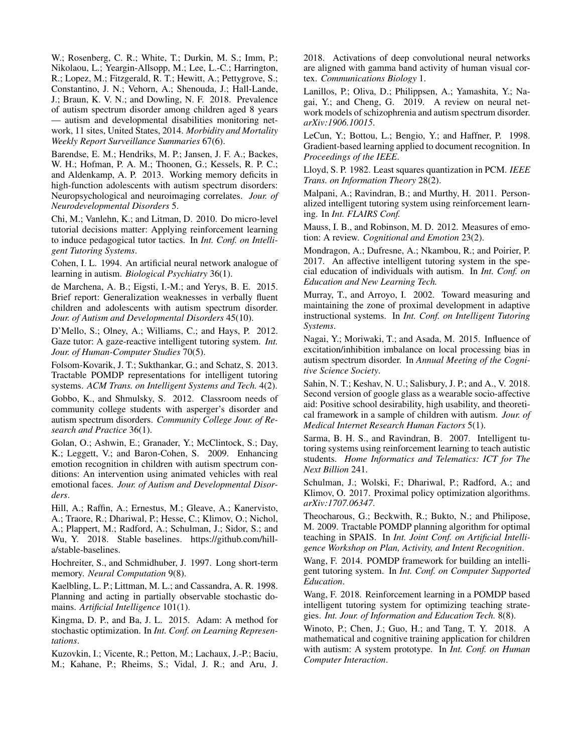W.; Rosenberg, C. R.; White, T.; Durkin, M. S.; Imm, P.; Nikolaou, L.; Yeargin-Allsopp, M.; Lee, L.-C.; Harrington, R.; Lopez, M.; Fitzgerald, R. T.; Hewitt, A.; Pettygrove, S.; Constantino, J. N.; Vehorn, A.; Shenouda, J.; Hall-Lande, J.; Braun, K. V. N.; and Dowling, N. F. 2018. Prevalence of autism spectrum disorder among children aged 8 years — autism and developmental disabilities monitoring network, 11 sites, United States, 2014. *Morbidity and Mortality Weekly Report Surveillance Summaries* 67(6).

Barendse, E. M.; Hendriks, M. P.; Jansen, J. F. A.; Backes, W. H.; Hofman, P. A. M.; Thoonen, G.; Kessels, R. P. C.; and Aldenkamp, A. P. 2013. Working memory deficits in high-function adolescents with autism spectrum disorders: Neuropsychological and neuroimaging correlates. *Jour. of Neurodevelopmental Disorders* 5.

Chi, M.; Vanlehn, K.; and Litman, D. 2010. Do micro-level tutorial decisions matter: Applying reinforcement learning to induce pedagogical tutor tactics. In *Int. Conf. on Intelligent Tutoring Systems*.

Cohen, I. L. 1994. An artificial neural network analogue of learning in autism. *Biological Psychiatry* 36(1).

de Marchena, A. B.; Eigsti, I.-M.; and Yerys, B. E. 2015. Brief report: Generalization weaknesses in verbally fluent children and adolescents with autism spectrum disorder. *Jour. of Autism and Developmental Disorders* 45(10).

D'Mello, S.; Olney, A.; Williams, C.; and Hays, P. 2012. Gaze tutor: A gaze-reactive intelligent tutoring system. *Int. Jour. of Human-Computer Studies* 70(5).

Folsom-Kovarik, J. T.; Sukthankar, G.; and Schatz, S. 2013. Tractable POMDP representations for intelligent tutoring systems. *ACM Trans. on Intelligent Systems and Tech.* 4(2).

Gobbo, K., and Shmulsky, S. 2012. Classroom needs of community college students with asperger's disorder and autism spectrum disorders. *Community College Jour. of Research and Practice* 36(1).

Golan, O.; Ashwin, E.; Granader, Y.; McClintock, S.; Day, K.; Leggett, V.; and Baron-Cohen, S. 2009. Enhancing emotion recognition in children with autism spectrum conditions: An intervention using animated vehicles with real emotional faces. *Jour. of Autism and Developmental Disorders*.

Hill, A.; Raffin, A.; Ernestus, M.; Gleave, A.; Kanervisto, A.; Traore, R.; Dhariwal, P.; Hesse, C.; Klimov, O.; Nichol, A.; Plappert, M.; Radford, A.; Schulman, J.; Sidor, S.; and Wu, Y. 2018. Stable baselines. https://github.com/hill-a/stable-baselines.

Hochreiter, S., and Schmidhuber, J. 1997. Long short-term memory. *Neural Computation* 9(8).

Kaelbling, L. P.; Littman, M. L.; and Cassandra, A. R. 1998. Planning and acting in partially observable stochastic domains. *Artificial Intelligence* 101(1).

Kingma, D. P., and Ba, J. L. 2015. Adam: A method for stochastic optimization. In *Int. Conf. on Learning Representations*.

Kuzovkin, I.; Vicente, R.; Petton, M.; Lachaux, J.-P.; Baciu, M.; Kahane, P.; Rheims, S.; Vidal, J. R.; and Aru, J. 2018. Activations of deep convolutional neural networks are aligned with gamma band activity of human visual cortex. *Communications Biology* 1.

Lanillos, P.; Oliva, D.; Philippsen, A.; Yamashita, Y.; Nagai, Y.; and Cheng, G. 2019. A review on neural network models of schizophrenia and autism spectrum disorder. *arXiv:1906.10015*.

LeCun, Y.; Bottou, L.; Bengio, Y.; and Haffner, P. 1998. Gradient-based learning applied to document recognition. In *Proceedings of the IEEE*.

Lloyd, S. P. 1982. Least squares quantization in PCM. *IEEE Trans. on Information Theory* 28(2).

Malpani, A.; Ravindran, B.; and Murthy, H. 2011. Personalized intelligent tutoring system using reinforcement learning. In *Int. FLAIRS Conf.*

Mauss, I. B., and Robinson, M. D. 2012. Measures of emotion: A review. *Cognitional and Emotion* 23(2).

Mondragon, A.; Dufresne, A.; Nkambou, R.; and Poirier, P. 2017. An affective intelligent tutoring system in the special education of individuals with autism. In *Int. Conf. on Education and New Learning Tech.*

Murray, T., and Arroyo, I. 2002. Toward measuring and maintaining the zone of proximal development in adaptive instructional systems. In *Int. Conf. on Intelligent Tutoring Systems*.

Nagai, Y.; Moriwaki, T.; and Asada, M. 2015. Influence of excitation/inhibition imbalance on local processing bias in autism spectrum disorder. In *Annual Meeting of the Cognitive Science Society*.

Sahin, N. T.; Keshav, N. U.; Salisbury, J. P.; and A., V. 2018. Second version of google glass as a wearable socio-affective aid: Positive school desirability, high usability, and theoretical framework in a sample of children with autism. *Jour. of Medical Internet Research Human Factors* 5(1).

Sarma, B. H. S., and Ravindran, B. 2007. Intelligent tutoring systems using reinforcement learning to teach autistic students. *Home Informatics and Telematics: ICT for The Next Billion* 241.

Schulman, J.; Wolski, F.; Dhariwal, P.; Radford, A.; and Klimov, O. 2017. Proximal policy optimization algorithms. *arXiv:1707.06347*.

Theocharous, G.; Beckwith, R.; Bukto, N.; and Philipose, M. 2009. Tractable POMDP planning algorithm for optimal teaching in SPAIS. In *Int. Joint Conf. on Artificial Intelligence Workshop on Plan, Activity, and Intent Recognition*.

Wang, F. 2014. POMDP framework for building an intelligent tutoring system. In *Int. Conf. on Computer Supported Education*.

Wang, F. 2018. Reinforcement learning in a POMDP based intelligent tutoring system for optimizing teaching strategies. *Int. Jour. of Information and Education Tech.* 8(8).

Winoto, P.; Chen, J.; Guo, H.; and Tang, T. Y. 2018. A mathematical and cognitive training application for children with autism: A system prototype. In *Int. Conf. on Human Computer Interaction*.